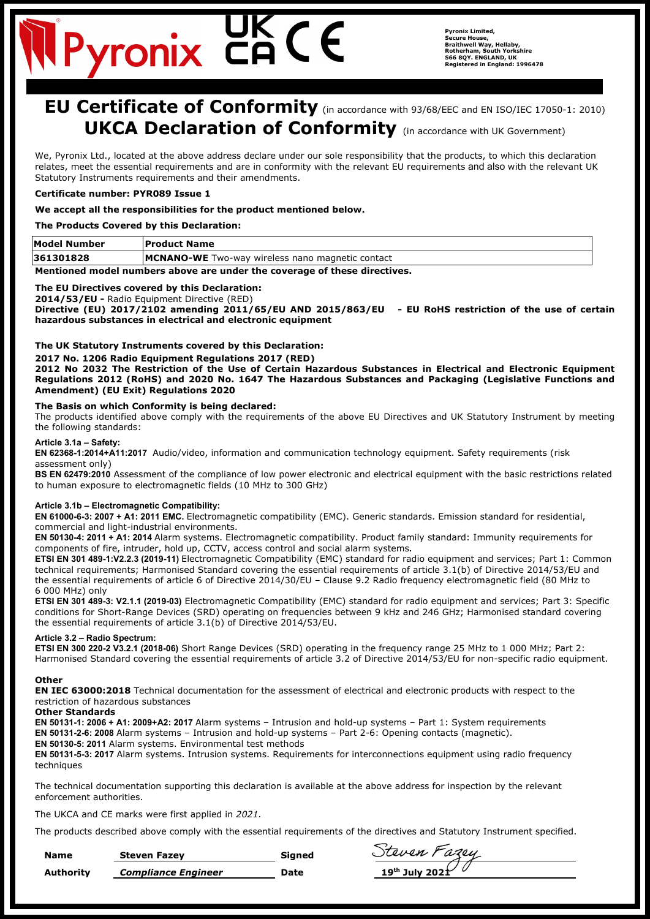Pyronix Limited,
Secure House,
Braithwell Way, Hellaby,
Rotherham, South Yorkshire
S66 8QY. ENGLAND, UK
Registered in England: 1996478

# EU Certificate of Conformity (in accordance with 93/68/EEC and EN ISO/IEC 17050-1: 2010)

# UKCA Declaration of Conformity (in accordance with UK Government)

We, Pyronix Ltd., located at the above address declare under our sole responsibility that the products, to which this declaration relates, meet the essential requirements and are in conformity with the relevant EU requirements and also with the relevant UK Statutory Instruments requirements and their amendments.

**Certificate number: PYR089 Issue 1**

**We accept all the responsibilities for the product mentioned below.**

**The Products Covered by this Declaration:**

| Model Number | Product Name |
|---|---|
| 361301828 | **MCNANO-WE** Two-way wireless nano magnetic contact |

**Mentioned model numbers above are under the coverage of these directives.**

**The EU Directives covered by this Declaration:**

**2014/53/EU -** Radio Equipment Directive (RED)

**Directive (EU) 2017/2102 amending 2011/65/EU AND 2015/863/EU - EU RoHS restriction of the use of certain hazardous substances in electrical and electronic equipment**

**The UK Statutory Instruments covered by this Declaration:**

**2017 No. 1206 Radio Equipment Regulations 2017 (RED)**

**2012 No 2032 The Restriction of the Use of Certain Hazardous Substances in Electrical and Electronic Equipment Regulations 2012 (RoHS) and 2020 No. 1647 The Hazardous Substances and Packaging (Legislative Functions and Amendment) (EU Exit) Regulations 2020**

**The Basis on which Conformity is being declared:**

The products identified above comply with the requirements of the above EU Directives and UK Statutory Instrument by meeting the following standards:

**Article 3.1a – Safety:**

**EN 62368-1:2014+A11:2017** Audio/video, information and communication technology equipment. Safety requirements (risk assessment only)

**BS EN 62479:2010** Assessment of the compliance of low power electronic and electrical equipment with the basic restrictions related to human exposure to electromagnetic fields (10 MHz to 300 GHz)

**Article 3.1b – Electromagnetic Compatibility:**

**EN 61000-6-3: 2007 + A1: 2011 EMC.** Electromagnetic compatibility (EMC). Generic standards. Emission standard for residential, commercial and light-industrial environments.

**EN 50130-4: 2011 + A1: 2014** Alarm systems. Electromagnetic compatibility. Product family standard: Immunity requirements for components of fire, intruder, hold up, CCTV, access control and social alarm systems.

**ETSI EN 301 489-1:V2.2.3 (2019-11)** Electromagnetic Compatibility (EMC) standard for radio equipment and services; Part 1: Common technical requirements; Harmonised Standard covering the essential requirements of article 3.1(b) of Directive 2014/53/EU and the essential requirements of article 6 of Directive 2014/30/EU – Clause 9.2 Radio frequency electromagnetic field (80 MHz to 6 000 MHz) only

**ETSI EN 301 489-3: V2.1.1 (2019-03)** Electromagnetic Compatibility (EMC) standard for radio equipment and services; Part 3: Specific conditions for Short-Range Devices (SRD) operating on frequencies between 9 kHz and 246 GHz; Harmonised standard covering the essential requirements of article 3.1(b) of Directive 2014/53/EU.

**Article 3.2 – Radio Spectrum:**

**ETSI EN 300 220-2 V3.2.1 (2018-06)** Short Range Devices (SRD) operating in the frequency range 25 MHz to 1 000 MHz; Part 2: Harmonised Standard covering the essential requirements of article 3.2 of Directive 2014/53/EU for non-specific radio equipment.

**Other**

**EN IEC 63000:2018** Technical documentation for the assessment of electrical and electronic products with respect to the restriction of hazardous substances

**Other Standards**

**EN 50131-1: 2006 + A1: 2009+A2: 2017** Alarm systems – Intrusion and hold-up systems – Part 1: System requirements

**EN 50131-2-6: 2008** Alarm systems – Intrusion and hold-up systems – Part 2-6: Opening contacts (magnetic).

**EN 50130-5: 2011** Alarm systems. Environmental test methods

**EN 50131-5-3: 2017** Alarm systems. Intrusion systems. Requirements for interconnections equipment using radio frequency techniques

The technical documentation supporting this declaration is available at the above address for inspection by the relevant enforcement authorities.

The UKCA and CE marks were first applied in *2021.*

The products described above comply with the essential requirements of the directives and Statutory Instrument specified.

| | | | |
|---|---|---|---|
| **Name** | **Steven Fazey** | **Signed** | Steven Fazey |
| **Authority** | ***Compliance Engineer*** | **Date** | **19th July 2021** |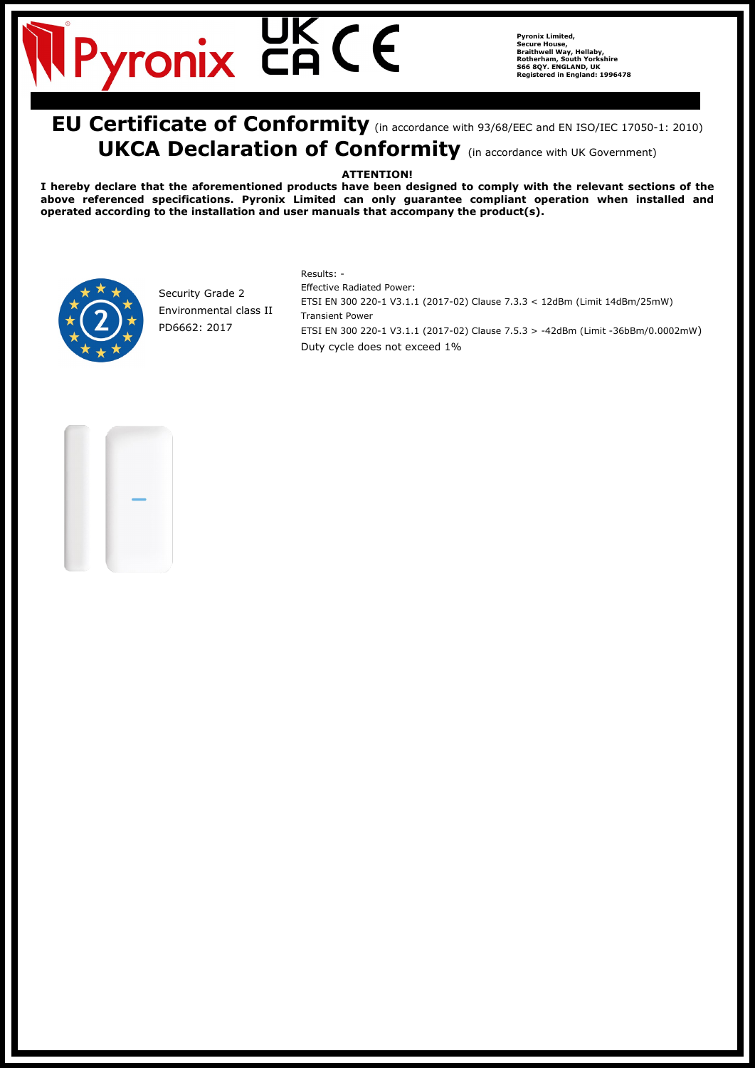Pyronix Limited,
Secure House,
Braithwell Way, Hellaby,
Rotherham, South Yorkshire
S66 8QY. ENGLAND, UK
Registered in England: 1996478

# EU Certificate of Conformity (in accordance with 93/68/EEC and EN ISO/IEC 17050-1: 2010)

# UKCA Declaration of Conformity (in accordance with UK Government)

**ATTENTION!**

**I hereby declare that the aforementioned products have been designed to comply with the relevant sections of the above referenced specifications. Pyronix Limited can only guarantee compliant operation when installed and operated according to the installation and user manuals that accompany the product(s).**

Security Grade 2
Environmental class II
PD6662: 2017

Results: -

Effective Radiated Power:

ETSI EN 300 220-1 V3.1.1 (2017-02) Clause 7.3.3 < 12dBm (Limit 14dBm/25mW)

Transient Power

ETSI EN 300 220-1 V3.1.1 (2017-02) Clause 7.5.3 > -42dBm (Limit -36bBm/0.0002mW)

Duty cycle does not exceed 1%